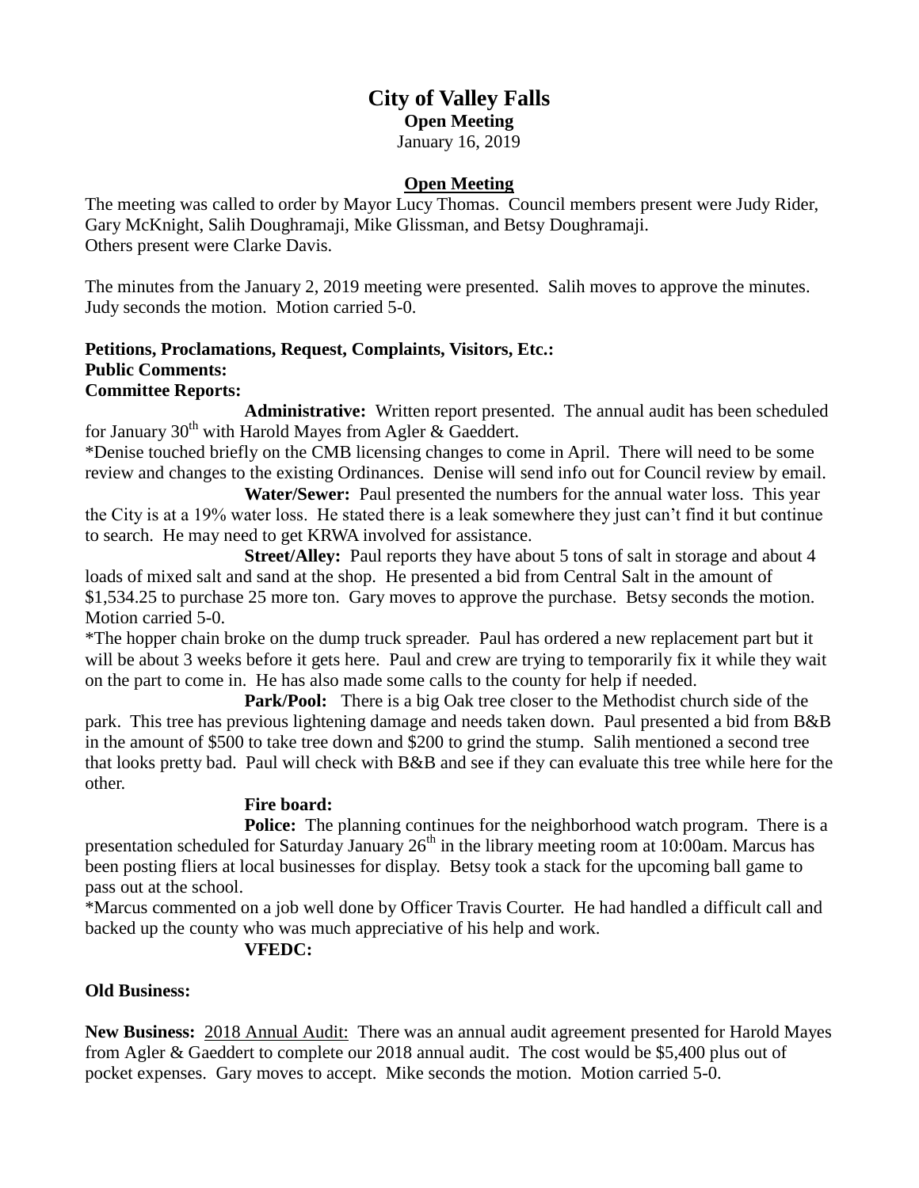# City of Valley Falls

**Open Meeting**

January 16, 2019

## Open Meeting

The meeting was called to order by Mayor Lucy Thomas. Council members present were Judy Rider, Gary McKnight, Salih Doughramaji, Mike Glissman, and Betsy Doughramaji.
Others present were Clarke Davis.

The minutes from the January 2, 2019 meeting were presented. Salih moves to approve the minutes. Judy seconds the motion. Motion carried 5-0.

**Petitions, Proclamations, Request, Complaints, Visitors, Etc.:**
**Public Comments:**
**Committee Reports:**

**Administrative:** Written report presented. The annual audit has been scheduled for January 30th with Harold Mayes from Agler & Gaeddert.

*Denise touched briefly on the CMB licensing changes to come in April. There will need to be some review and changes to the existing Ordinances. Denise will send info out for Council review by email.

**Water/Sewer:** Paul presented the numbers for the annual water loss. This year the City is at a 19% water loss. He stated there is a leak somewhere they just can't find it but continue to search. He may need to get KRWA involved for assistance.

**Street/Alley:** Paul reports they have about 5 tons of salt in storage and about 4 loads of mixed salt and sand at the shop. He presented a bid from Central Salt in the amount of $1,534.25 to purchase 25 more ton. Gary moves to approve the purchase. Betsy seconds the motion. Motion carried 5-0.

*The hopper chain broke on the dump truck spreader. Paul has ordered a new replacement part but it will be about 3 weeks before it gets here. Paul and crew are trying to temporarily fix it while they wait on the part to come in. He has also made some calls to the county for help if needed.

**Park/Pool:** There is a big Oak tree closer to the Methodist church side of the park. This tree has previous lightening damage and needs taken down. Paul presented a bid from B&B in the amount of $500 to take tree down and $200 to grind the stump. Salih mentioned a second tree that looks pretty bad. Paul will check with B&B and see if they can evaluate this tree while here for the other.

**Fire board:**

**Police:** The planning continues for the neighborhood watch program. There is a presentation scheduled for Saturday January 26th in the library meeting room at 10:00am. Marcus has been posting fliers at local businesses for display. Betsy took a stack for the upcoming ball game to pass out at the school.

*Marcus commented on a job well done by Officer Travis Courter. He had handled a difficult call and backed up the county who was much appreciative of his help and work.

**VFEDC:**

**Old Business:**

**New Business:** 2018 Annual Audit: There was an annual audit agreement presented for Harold Mayes from Agler & Gaeddert to complete our 2018 annual audit. The cost would be $5,400 plus out of pocket expenses. Gary moves to accept. Mike seconds the motion. Motion carried 5-0.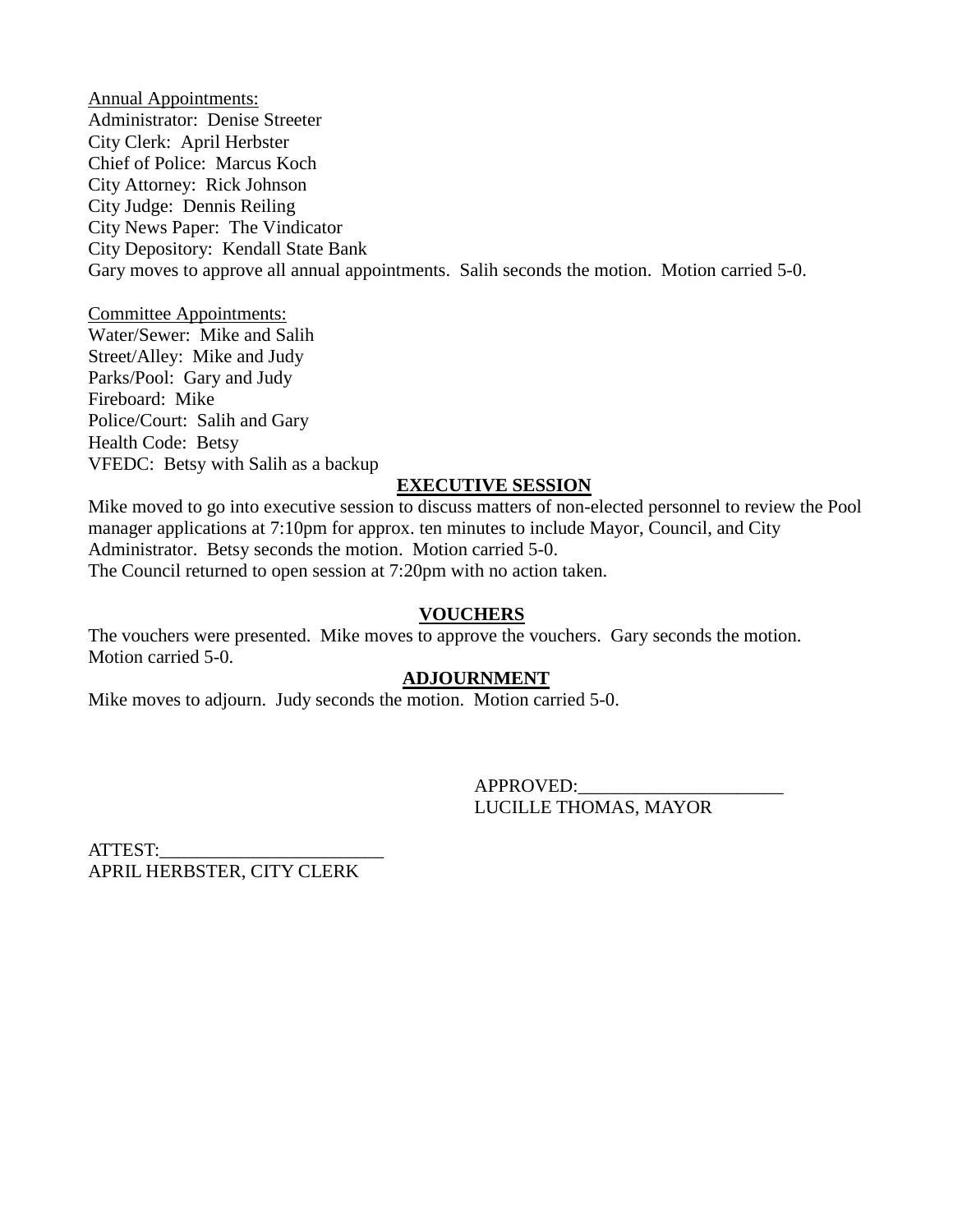<u>Annual Appointments:</u>
Administrator: Denise Streeter
City Clerk: April Herbster
Chief of Police: Marcus Koch
City Attorney: Rick Johnson
City Judge: Dennis Reiling
City News Paper: The Vindicator
City Depository: Kendall State Bank
Gary moves to approve all annual appointments. Salih seconds the motion. Motion carried 5-0.

<u>Committee Appointments:</u>
Water/Sewer: Mike and Salih
Street/Alley: Mike and Judy
Parks/Pool: Gary and Judy
Fireboard: Mike
Police/Court: Salih and Gary
Health Code: Betsy
VFEDC: Betsy with Salih as a backup

## EXECUTIVE SESSION

Mike moved to go into executive session to discuss matters of non-elected personnel to review the Pool manager applications at 7:10pm for approx. ten minutes to include Mayor, Council, and City Administrator. Betsy seconds the motion. Motion carried 5-0.
The Council returned to open session at 7:20pm with no action taken.

## VOUCHERS

The vouchers were presented. Mike moves to approve the vouchers. Gary seconds the motion. Motion carried 5-0.

## ADJOURNMENT

Mike moves to adjourn. Judy seconds the motion. Motion carried 5-0.

APPROVED:______________________
LUCILLE THOMAS, MAYOR

ATTEST:________________________
APRIL HERBSTER, CITY CLERK